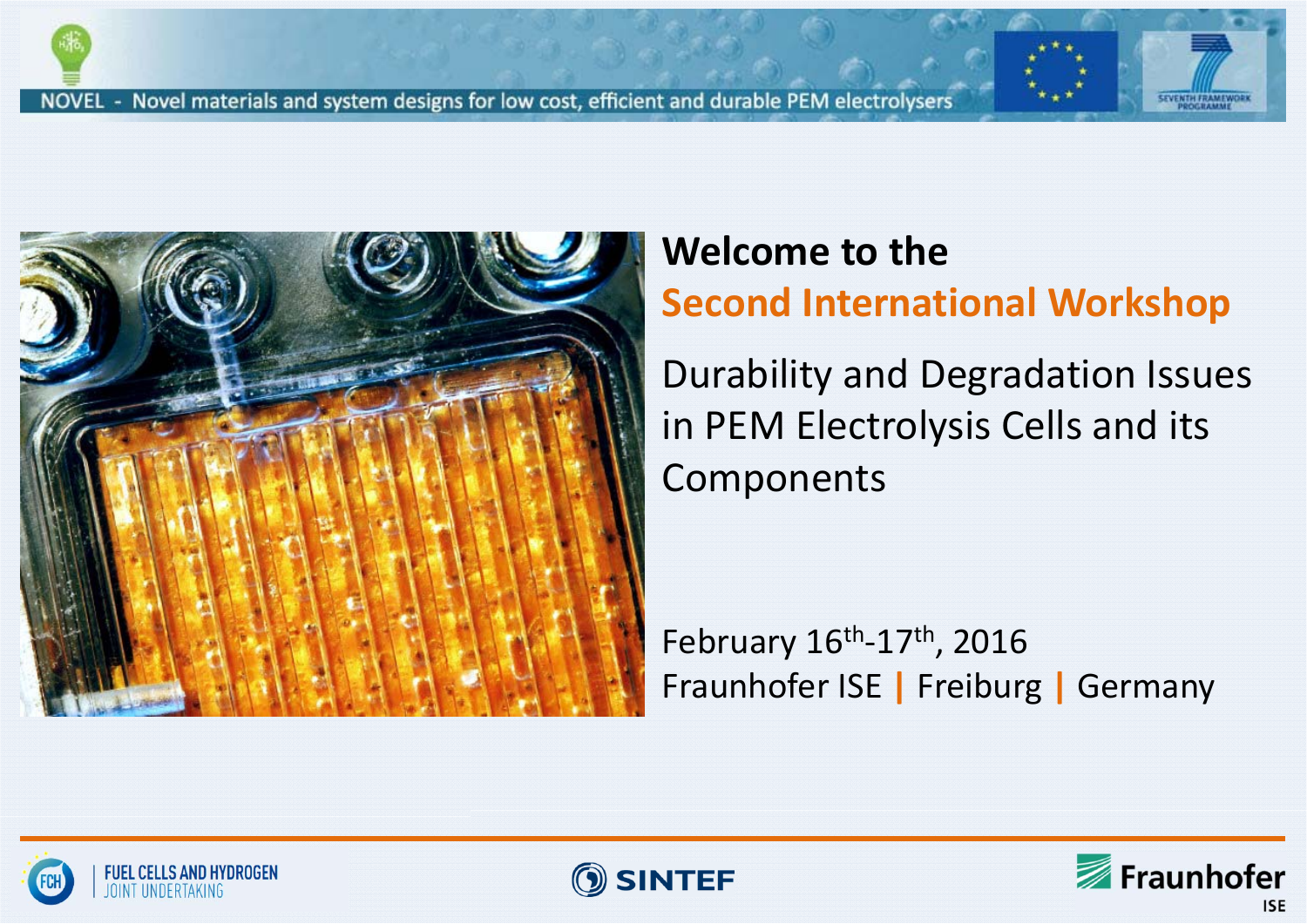NOVEL - Novel materials and system designs for low cost, efficient and durable PEM electrolysers

# Welcome to the

# Second International Workshop

## Durability and Degradation Issues in PEM Electrolysis Cells and its Components

February 16th-17th, 2016

Fraunhofer ISE | Freiburg | Germany

FUEL CELLS AND HYDROGEN JOINT UNDERTAKING

SINTEF

Fraunhofer ISE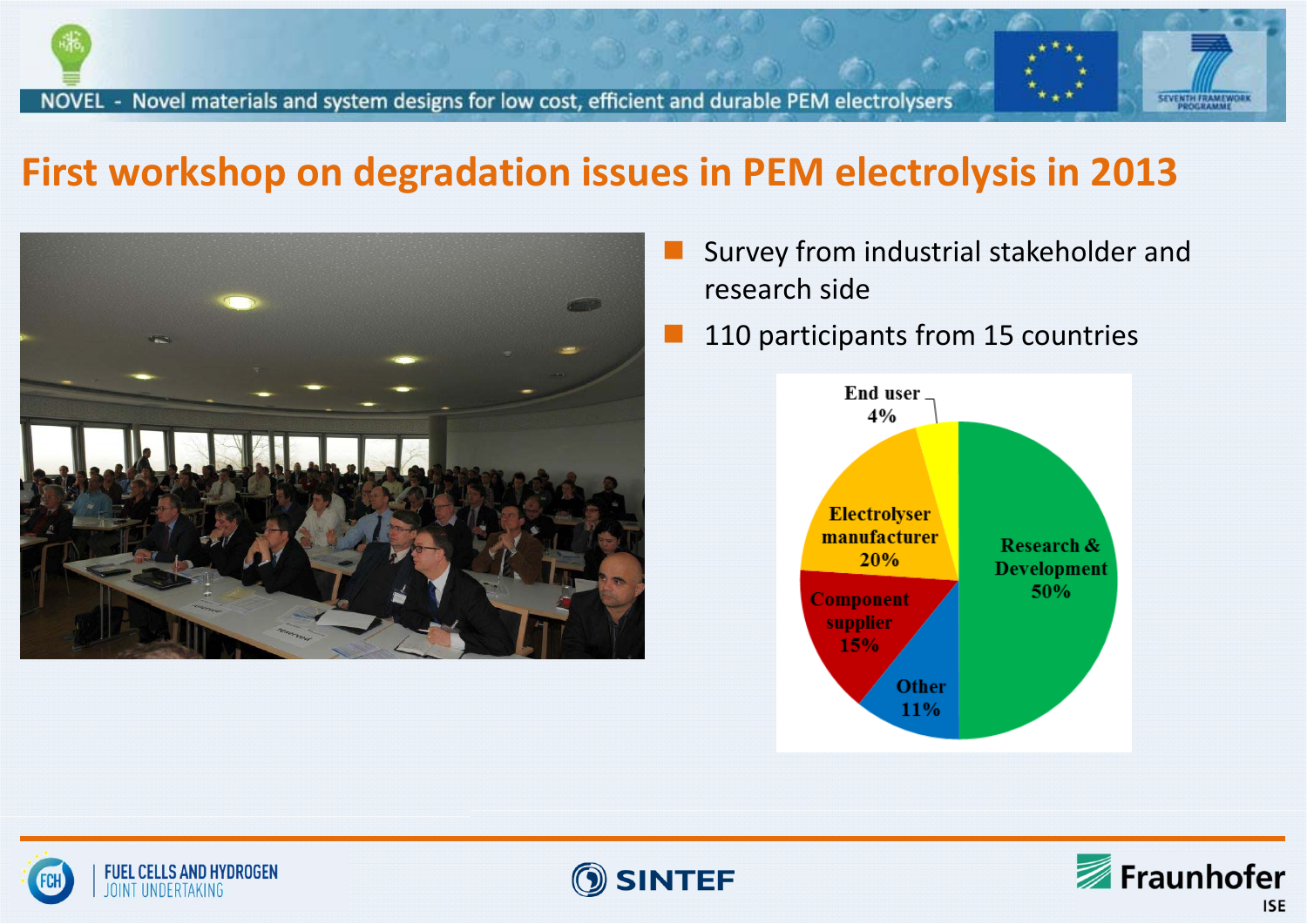# First workshop on degradation issues in PEM electrolysis in 2013

- Survey from industrial stakeholder and research side
- 110 participants from 15 countries

| Category | Share |
| --- | --- |
| Research & Development | 50% |
| Electrolyser manufacturer | 20% |
| Component supplier | 15% |
| Other | 11% |
| End user | 4% |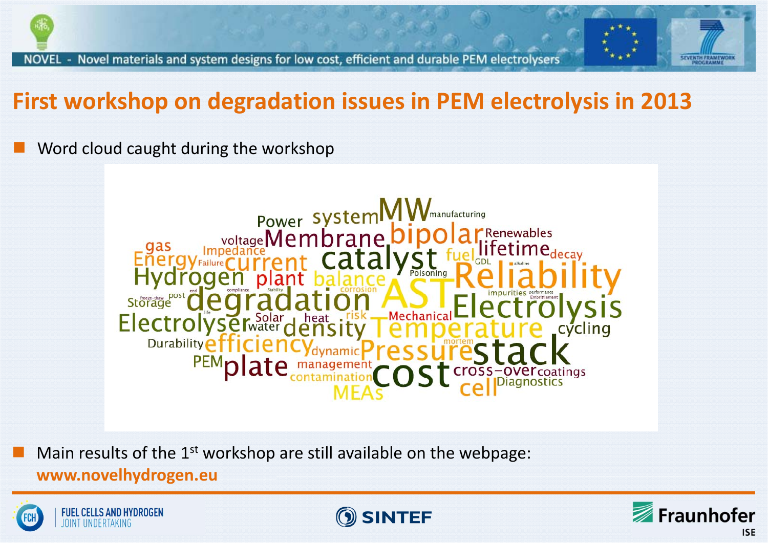# First workshop on degradation issues in PEM electrolysis in 2013

- Word cloud caught during the workshop

Power system MW manufacturing voltage Membrane bipolar Renewables gas Impedance lifetime decay Energy Failure current catalyst fuel GDL alkaline Hydrogen plant balance Poisoning Reliability compliance Stability corrosion impurities performance Embrittlement freeze-thaw post end Storage degradation AST Electrolysis life Solar heat risk Mechanical Electrolyser water density Temperature cycling mortem Durability efficiency dynamic Pressure stack PEM plate management cross-over coatings contamination cost Diagnostics MEAs cell

- Main results of the 1st workshop are still available on the webpage: **www.novelhydrogen.eu**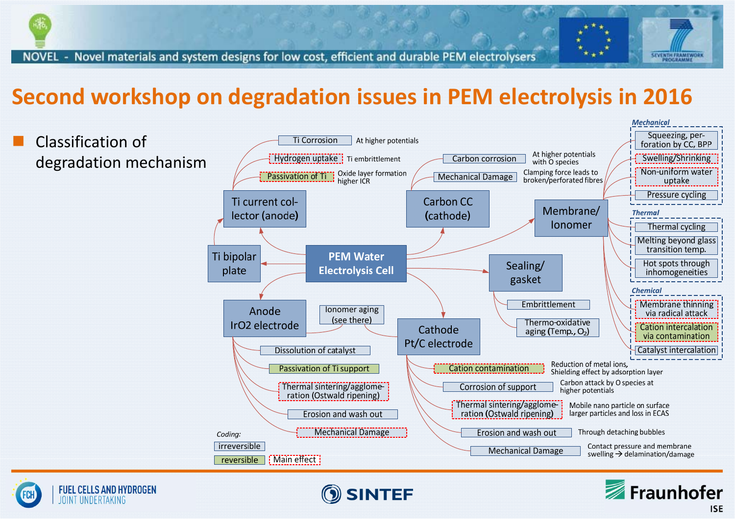# Second workshop on degradation issues in PEM electrolysis in 2016

- Classification of degradation mechanism

**PEM Water Electrolysis Cell**

**Ti current collector (anode)**
- Ti Corrosion — At higher potentials
- Hydrogen uptake — Ti embrittlement
- Passivation of Ti — Oxide layer formation, higher ICR

**Ti bipolar plate**

**Carbon CC (cathode)**
- Carbon corrosion — At higher potentials with O species
- Mechanical Damage — Clamping force leads to broken/perforated fibres

**Membrane/ Ionomer**

*Mechanical*
- Squeezing, perforation by CC, BPP
- Swelling/Shrinking
- Non-uniform water uptake
- Pressure cycling

*Thermal*
- Thermal cycling
- Melting beyond glass transition temp.
- Hot spots through inhomogeneities

*Chemical*
- Membrane thinning via radical attack
- Cation intercalation via contamination
- Catalyst intercalation

**Sealing/ gasket**
- Embrittlement
- Thermo-oxidative aging (Temp., $O_2$)

**Anode $IrO_2$ electrode**
- Ionomer aging (see there)
- Dissolution of catalyst
- Passivation of Ti support
- Thermal sintering/agglomeration (Ostwald ripening)
- Erosion and wash out
- Mechanical Damage

**Cathode Pt/C electrode**
- Ionomer aging (see there)
- Cation contamination — Reduction of metal ions, Shielding effect by adsorption layer
- Corrosion of support — Carbon attack by O species at higher potentials
- Thermal sintering/agglomeration (Ostwald ripening) — Mobile nano particle on surface larger particles and loss in ECAS
- Erosion and wash out — Through detaching bubbles
- Mechanical Damage — Contact pressure and membrane swelling → delamination/damage

*Coding:*
- irreversible
- reversible
- Main effect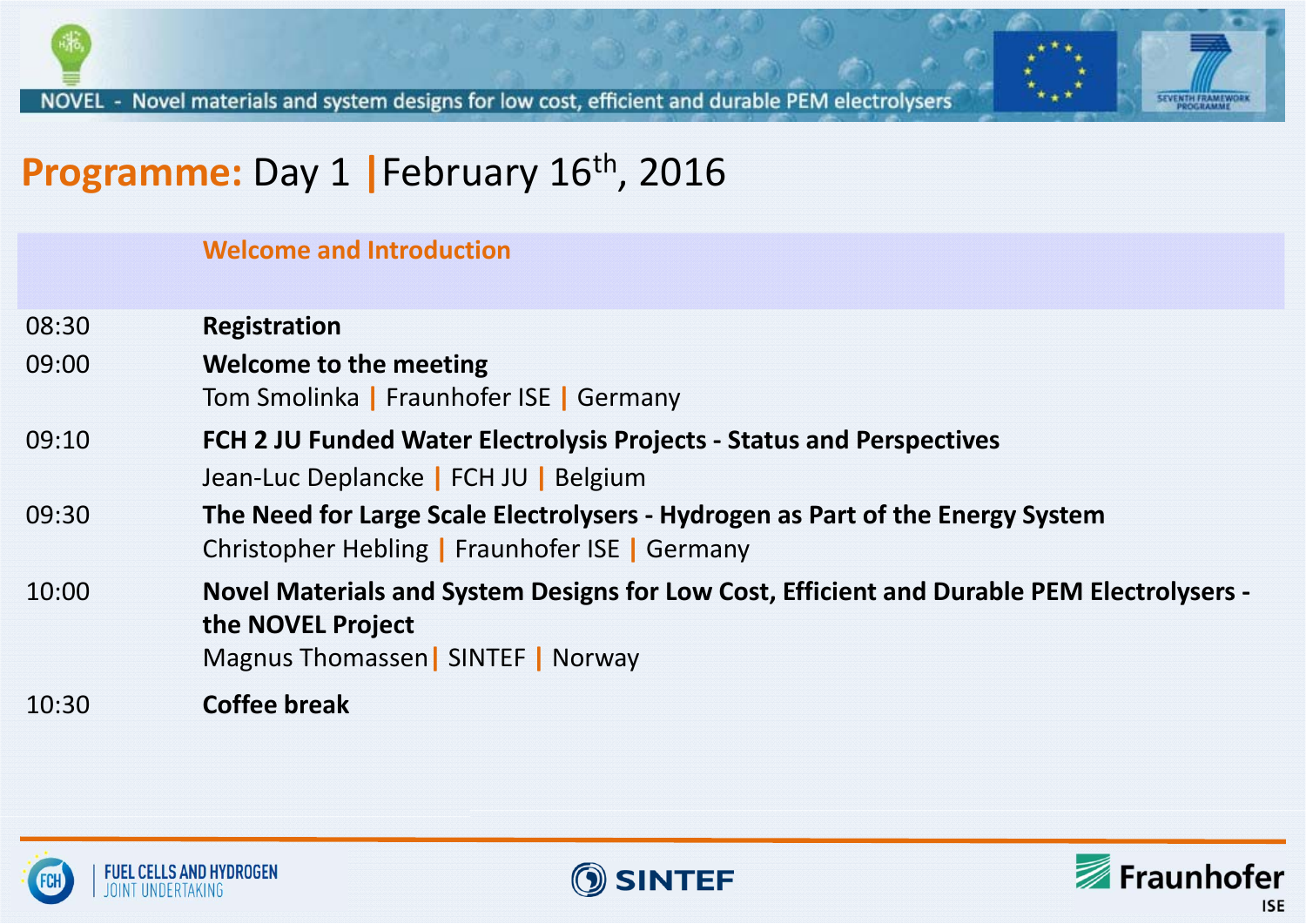NOVEL - Novel materials and system designs for low cost, efficient and durable PEM electrolysers

# Programme: Day 1 | February 16th, 2016

| | Welcome and Introduction |
|---|---|
| 08:30 | **Registration** |
| 09:00 | **Welcome to the meeting**<br>Tom Smolinka \| Fraunhofer ISE \| Germany |
| 09:10 | **FCH 2 JU Funded Water Electrolysis Projects - Status and Perspectives**<br>Jean-Luc Deplancke \| FCH JU \| Belgium |
| 09:30 | **The Need for Large Scale Electrolysers - Hydrogen as Part of the Energy System**<br>Christopher Hebling \| Fraunhofer ISE \| Germany |
| 10:00 | **Novel Materials and System Designs for Low Cost, Efficient and Durable PEM Electrolysers - the NOVEL Project**<br>Magnus Thomassen \| SINTEF \| Norway |
| 10:30 | **Coffee break** |

FUEL CELLS AND HYDROGEN JOINT UNDERTAKING | SINTEF | Fraunhofer ISE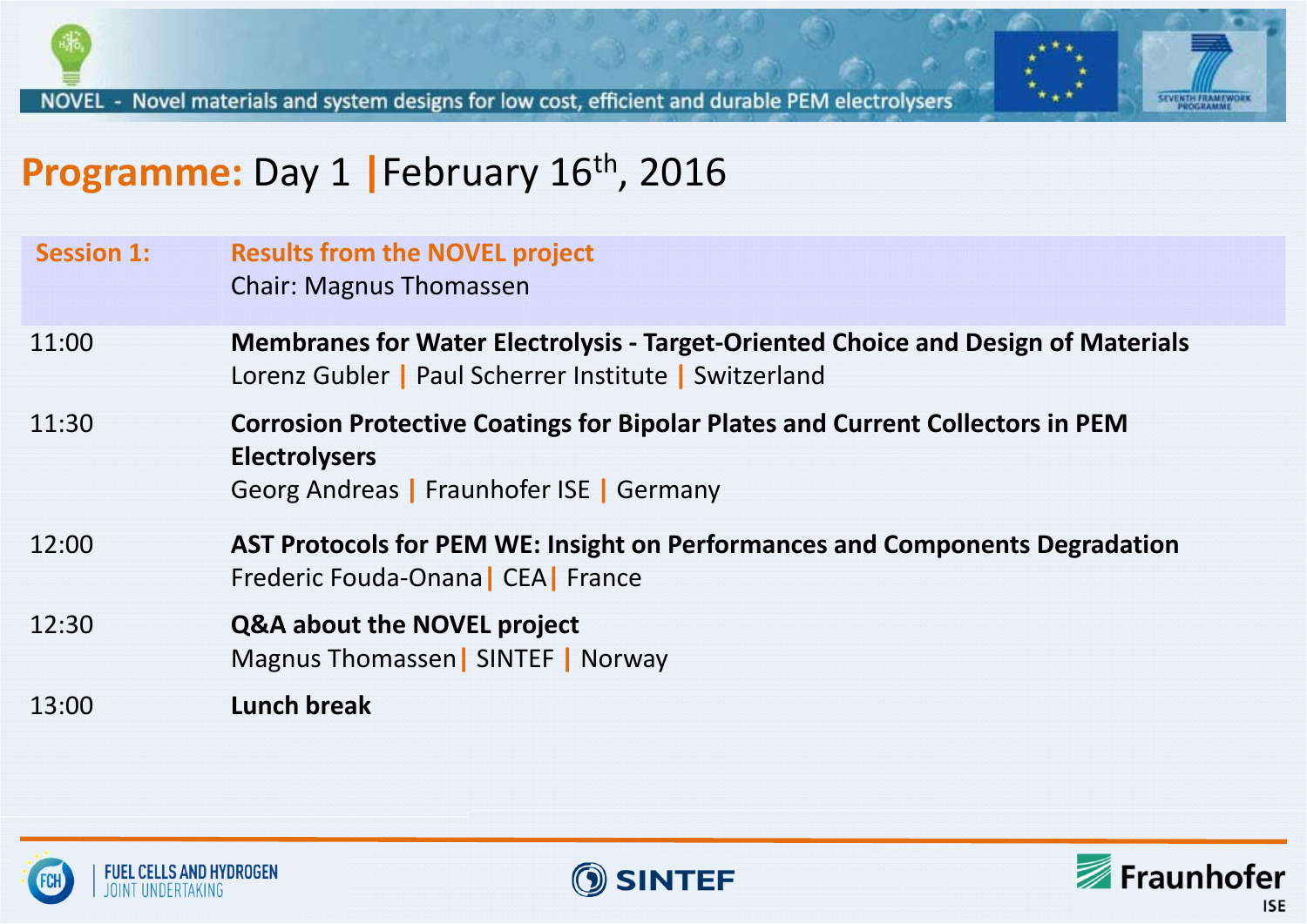NOVEL - Novel materials and system designs for low cost, efficient and durable PEM electrolysers

# Programme: Day 1 | February 16th, 2016

| | |
|---|---|
| **Session 1:** | **Results from the NOVEL project**<br>Chair: Magnus Thomassen |
| 11:00 | **Membranes for Water Electrolysis - Target-Oriented Choice and Design of Materials**<br>Lorenz Gubler \| Paul Scherrer Institute \| Switzerland |
| 11:30 | **Corrosion Protective Coatings for Bipolar Plates and Current Collectors in PEM Electrolysers**<br>Georg Andreas \| Fraunhofer ISE \| Germany |
| 12:00 | **AST Protocols for PEM WE: Insight on Performances and Components Degradation**<br>Frederic Fouda-Onana \| CEA \| France |
| 12:30 | **Q&A about the NOVEL project**<br>Magnus Thomassen \| SINTEF \| Norway |
| 13:00 | **Lunch break** |

FUEL CELLS AND HYDROGEN JOINT UNDERTAKING | SINTEF | Fraunhofer ISE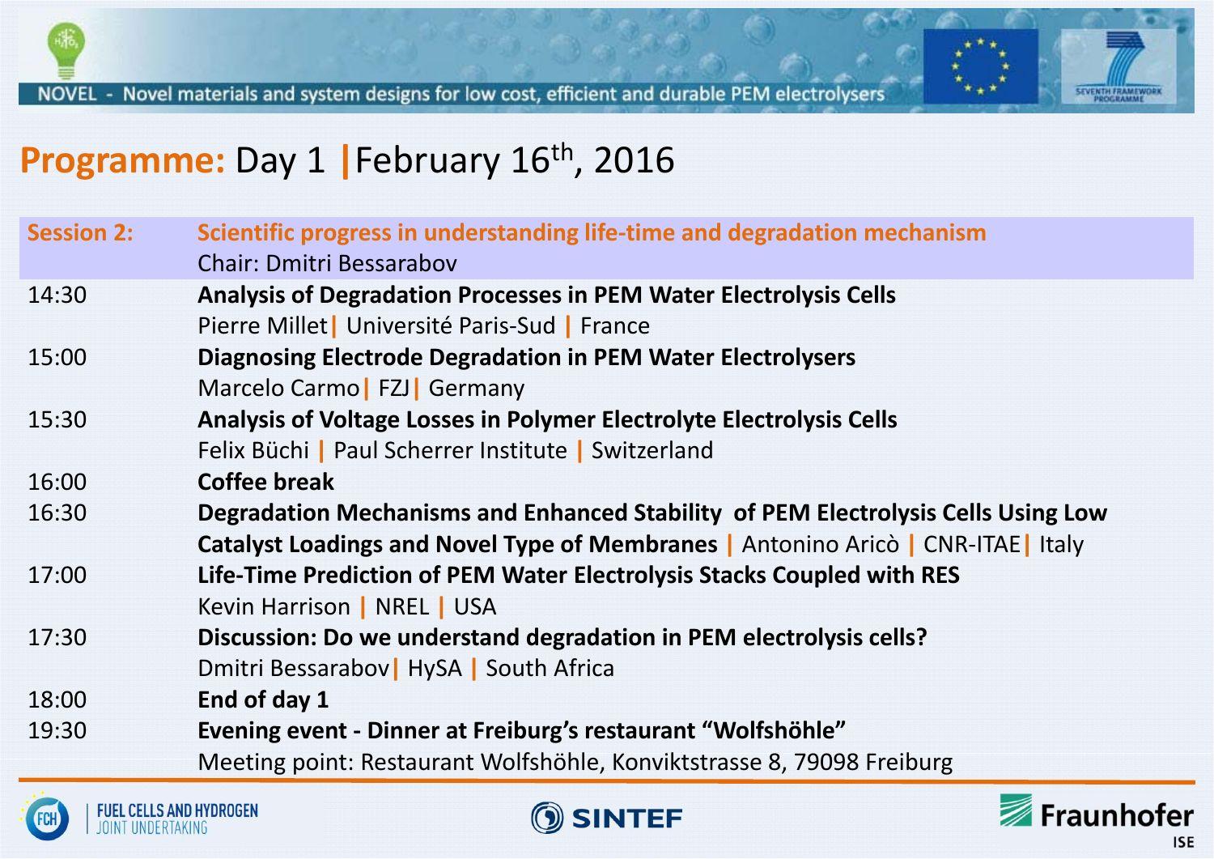NOVEL - Novel materials and system designs for low cost, efficient and durable PEM electrolysers

# Programme: Day 1 | February 16th, 2016

| | |
|---|---|
| **Session 2:** | **Scientific progress in understanding life-time and degradation mechanism**<br>Chair: Dmitri Bessarabov |
| 14:30 | **Analysis of Degradation Processes in PEM Water Electrolysis Cells**<br>Pierre Millet \| Université Paris-Sud \| France |
| 15:00 | **Diagnosing Electrode Degradation in PEM Water Electrolysers**<br>Marcelo Carmo \| FZJ \| Germany |
| 15:30 | **Analysis of Voltage Losses in Polymer Electrolyte Electrolysis Cells**<br>Felix Büchi \| Paul Scherrer Institute \| Switzerland |
| 16:00 | **Coffee break** |
| 16:30 | **Degradation Mechanisms and Enhanced Stability of PEM Electrolysis Cells Using Low Catalyst Loadings and Novel Type of Membranes** \| Antonino Aricò \| CNR-ITAE \| Italy |
| 17:00 | **Life-Time Prediction of PEM Water Electrolysis Stacks Coupled with RES**<br>Kevin Harrison \| NREL \| USA |
| 17:30 | **Discussion: Do we understand degradation in PEM electrolysis cells?**<br>Dmitri Bessarabov \| HySA \| South Africa |
| 18:00 | **End of day 1** |
| 19:30 | **Evening event - Dinner at Freiburg's restaurant "Wolfshöhle"**<br>Meeting point: Restaurant Wolfshöhle, Konviktstrasse 8, 79098 Freiburg |

FUEL CELLS AND HYDROGEN JOINT UNDERTAKING | SINTEF | Fraunhofer ISE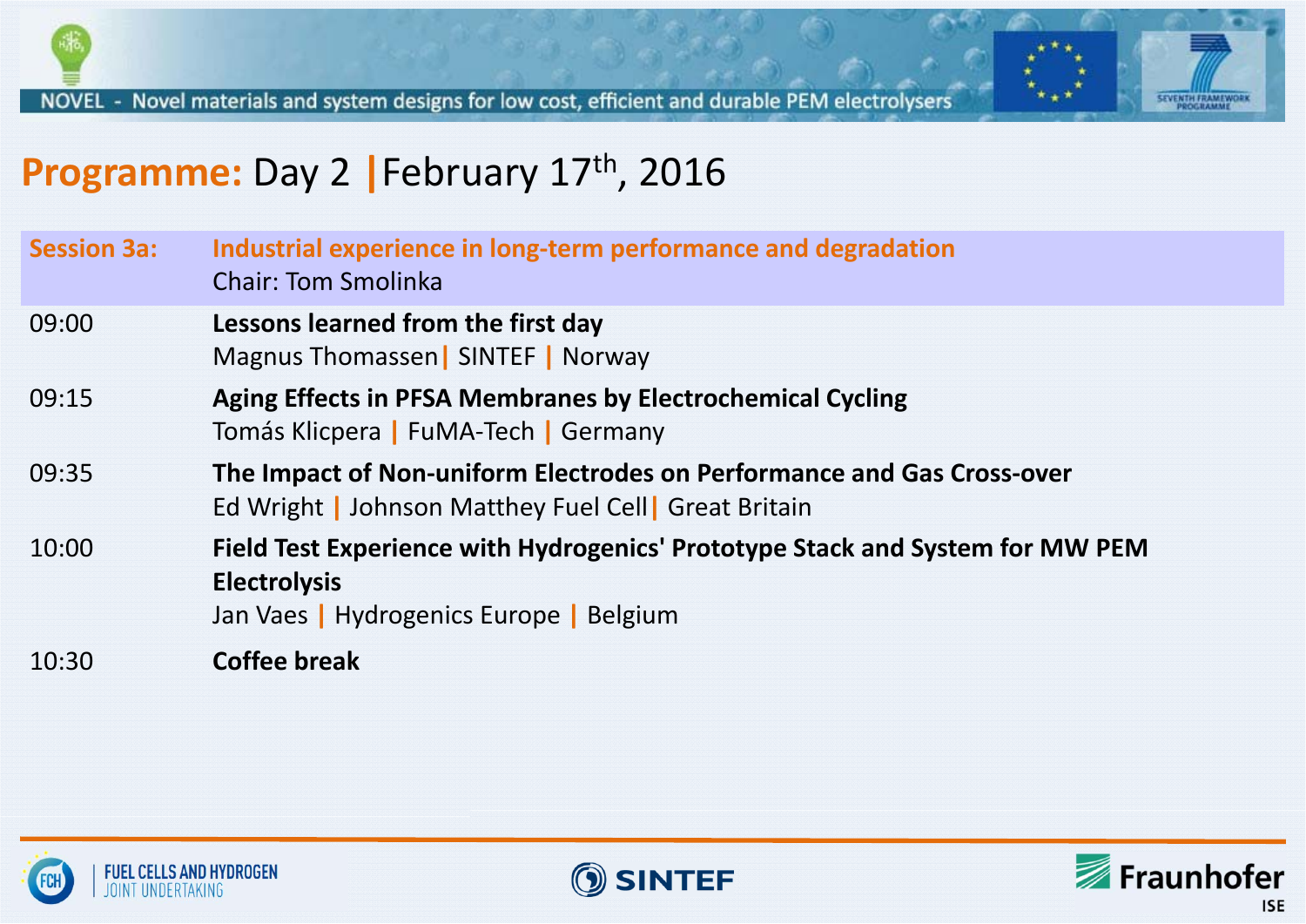NOVEL - Novel materials and system designs for low cost, efficient and durable PEM electrolysers

# Programme: Day 2 | February 17th, 2016

| Session 3a: | Industrial experience in long-term performance and degradation<br>Chair: Tom Smolinka |
|---|---|
| 09:00 | **Lessons learned from the first day**<br>Magnus Thomassen \| SINTEF \| Norway |
| 09:15 | **Aging Effects in PFSA Membranes by Electrochemical Cycling**<br>Tomás Klicpera \| FuMA-Tech \| Germany |
| 09:35 | **The Impact of Non-uniform Electrodes on Performance and Gas Cross-over**<br>Ed Wright \| Johnson Matthey Fuel Cell \| Great Britain |
| 10:00 | **Field Test Experience with Hydrogenics' Prototype Stack and System for MW PEM Electrolysis**<br>Jan Vaes \| Hydrogenics Europe \| Belgium |
| 10:30 | **Coffee break** |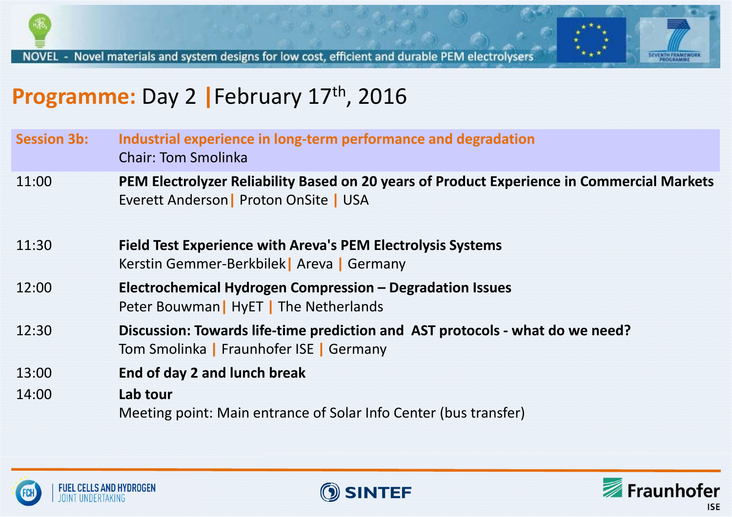NOVEL - Novel materials and system designs for low cost, efficient and durable PEM electrolysers

# Programme: Day 2 | February 17th, 2016

| | |
|---|---|
| **Session 3b:** | **Industrial experience in long-term performance and degradation**<br>Chair: Tom Smolinka |
| 11:00 | **PEM Electrolyzer Reliability Based on 20 years of Product Experience in Commercial Markets**<br>Everett Anderson \| Proton OnSite \| USA |
| 11:30 | **Field Test Experience with Areva's PEM Electrolysis Systems**<br>Kerstin Gemmer-Berkbilek \| Areva \| Germany |
| 12:00 | **Electrochemical Hydrogen Compression – Degradation Issues**<br>Peter Bouwman \| HyET \| The Netherlands |
| 12:30 | **Discussion: Towards life-time prediction and AST protocols - what do we need?**<br>Tom Smolinka \| Fraunhofer ISE \| Germany |
| 13:00 | **End of day 2 and lunch break** |
| 14:00 | **Lab tour**<br>Meeting point: Main entrance of Solar Info Center (bus transfer) |

FUEL CELLS AND HYDROGEN JOINT UNDERTAKING · SINTEF · Fraunhofer ISE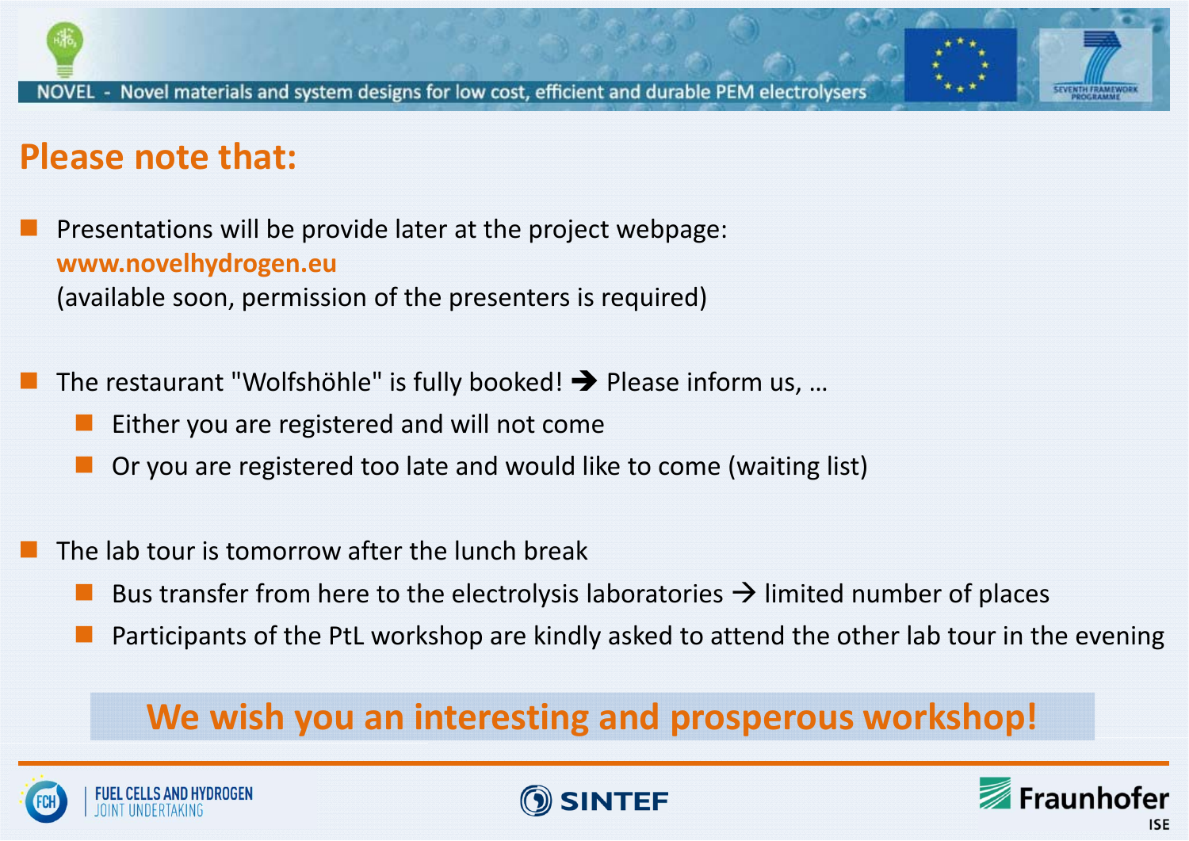# Please note that:

- Presentations will be provide later at the project webpage: **www.novelhydrogen.eu** (available soon, permission of the presenters is required)

- The restaurant "Wolfshöhle" is fully booked! ➔ Please inform us, …
  - Either you are registered and will not come
  - Or you are registered too late and would like to come (waiting list)

- The lab tour is tomorrow after the lunch break
  - Bus transfer from here to the electrolysis laboratories → limited number of places
  - Participants of the PtL workshop are kindly asked to attend the other lab tour in the evening

**We wish you an interesting and prosperous workshop!**